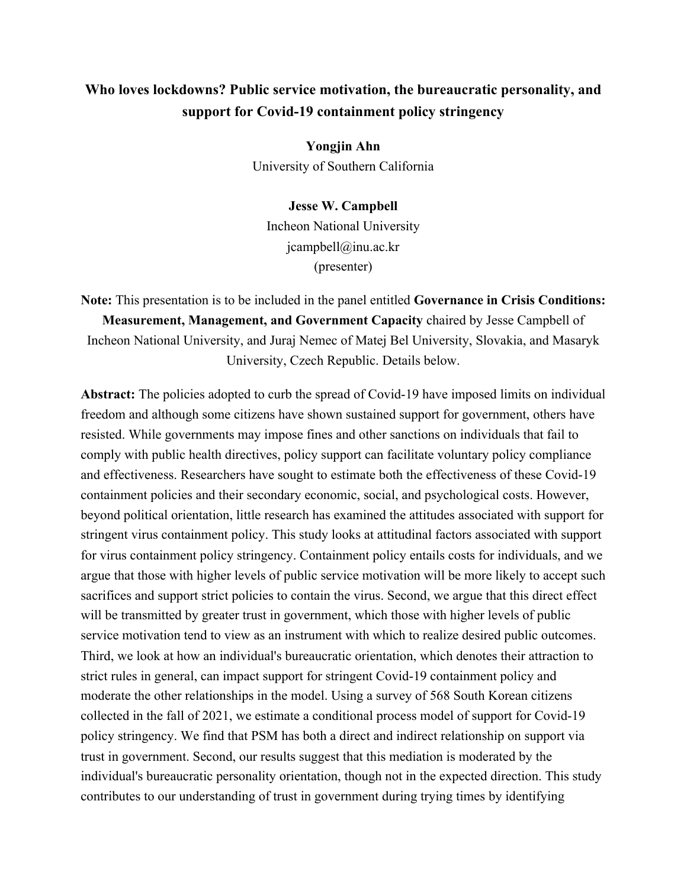# Who loves lockdowns? Public service motivation, the bureaucratic personality, and support for Covid-19 containment policy stringency

**Yongjin Ahn**
University of Southern California

**Jesse W. Campbell**
Incheon National University
jcampbell@inu.ac.kr
(presenter)

**Note:** This presentation is to be included in the panel entitled **Governance in Crisis Conditions: Measurement, Management, and Government Capacity** chaired by Jesse Campbell of Incheon National University, and Juraj Nemec of Matej Bel University, Slovakia, and Masaryk University, Czech Republic. Details below.

**Abstract:** The policies adopted to curb the spread of Covid-19 have imposed limits on individual freedom and although some citizens have shown sustained support for government, others have resisted. While governments may impose fines and other sanctions on individuals that fail to comply with public health directives, policy support can facilitate voluntary policy compliance and effectiveness. Researchers have sought to estimate both the effectiveness of these Covid-19 containment policies and their secondary economic, social, and psychological costs. However, beyond political orientation, little research has examined the attitudes associated with support for stringent virus containment policy. This study looks at attitudinal factors associated with support for virus containment policy stringency. Containment policy entails costs for individuals, and we argue that those with higher levels of public service motivation will be more likely to accept such sacrifices and support strict policies to contain the virus. Second, we argue that this direct effect will be transmitted by greater trust in government, which those with higher levels of public service motivation tend to view as an instrument with which to realize desired public outcomes. Third, we look at how an individual's bureaucratic orientation, which denotes their attraction to strict rules in general, can impact support for stringent Covid-19 containment policy and moderate the other relationships in the model. Using a survey of 568 South Korean citizens collected in the fall of 2021, we estimate a conditional process model of support for Covid-19 policy stringency. We find that PSM has both a direct and indirect relationship on support via trust in government. Second, our results suggest that this mediation is moderated by the individual's bureaucratic personality orientation, though not in the expected direction. This study contributes to our understanding of trust in government during trying times by identifying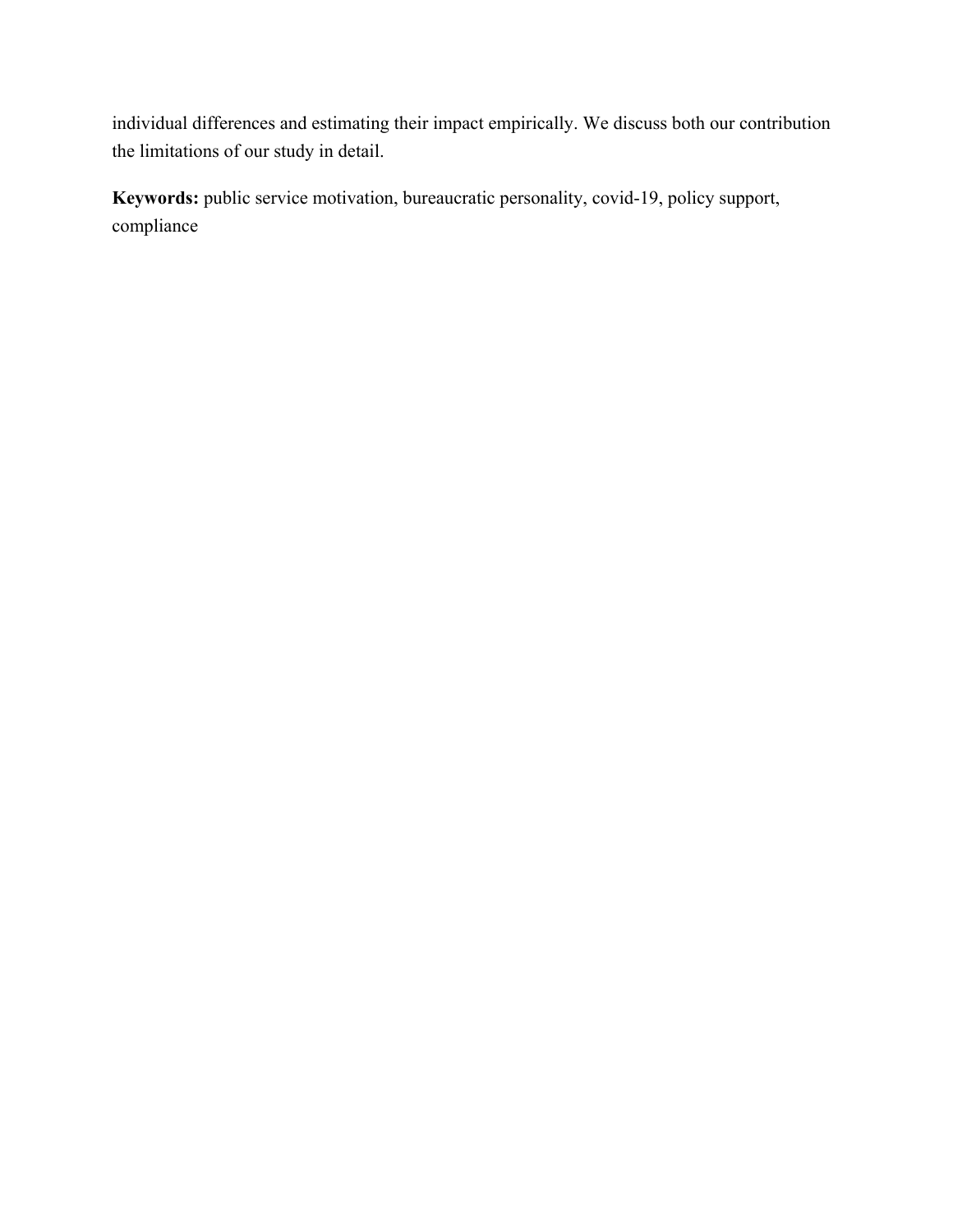individual differences and estimating their impact empirically. We discuss both our contribution the limitations of our study in detail.

**Keywords:** public service motivation, bureaucratic personality, covid-19, policy support, compliance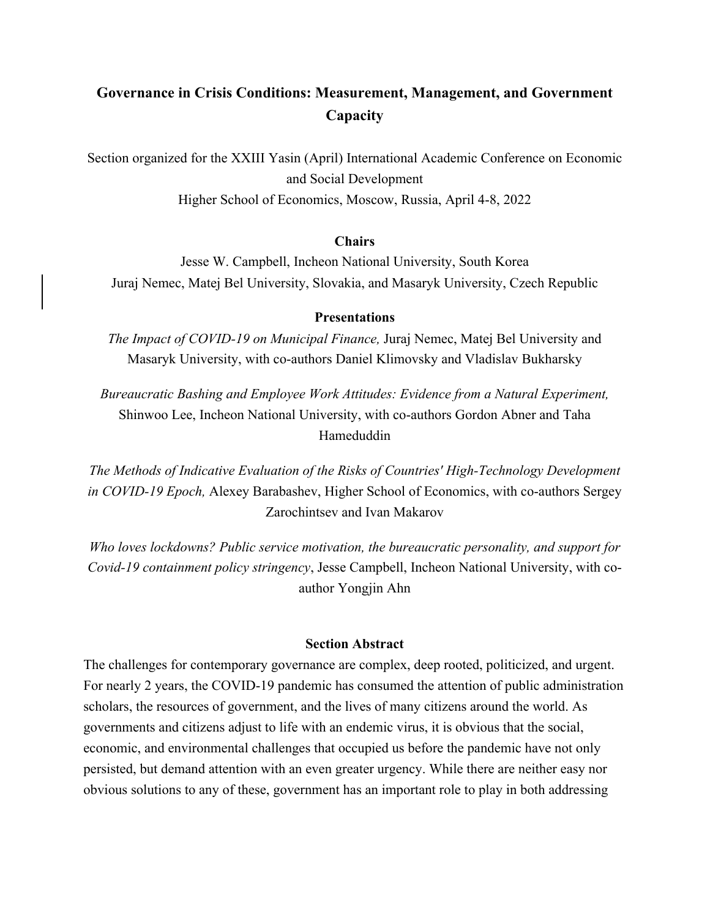# Governance in Crisis Conditions: Measurement, Management, and Government Capacity

Section organized for the XXIII Yasin (April) International Academic Conference on Economic and Social Development
Higher School of Economics, Moscow, Russia, April 4-8, 2022

**Chairs**

Jesse W. Campbell, Incheon National University, South Korea
Juraj Nemec, Matej Bel University, Slovakia, and Masaryk University, Czech Republic

**Presentations**

*The Impact of COVID-19 on Municipal Finance,* Juraj Nemec, Matej Bel University and Masaryk University, with co-authors Daniel Klimovsky and Vladislav Bukharsky

*Bureaucratic Bashing and Employee Work Attitudes: Evidence from a Natural Experiment,* Shinwoo Lee, Incheon National University, with co-authors Gordon Abner and Taha Hameduddin

*The Methods of Indicative Evaluation of the Risks of Countries' High-Technology Development in COVID-19 Epoch,* Alexey Barabashev, Higher School of Economics, with co-authors Sergey Zarochintsev and Ivan Makarov

*Who loves lockdowns? Public service motivation, the bureaucratic personality, and support for Covid-19 containment policy stringency*, Jesse Campbell, Incheon National University, with co-author Yongjin Ahn

**Section Abstract**

The challenges for contemporary governance are complex, deep rooted, politicized, and urgent. For nearly 2 years, the COVID-19 pandemic has consumed the attention of public administration scholars, the resources of government, and the lives of many citizens around the world. As governments and citizens adjust to life with an endemic virus, it is obvious that the social, economic, and environmental challenges that occupied us before the pandemic have not only persisted, but demand attention with an even greater urgency. While there are neither easy nor obvious solutions to any of these, government has an important role to play in both addressing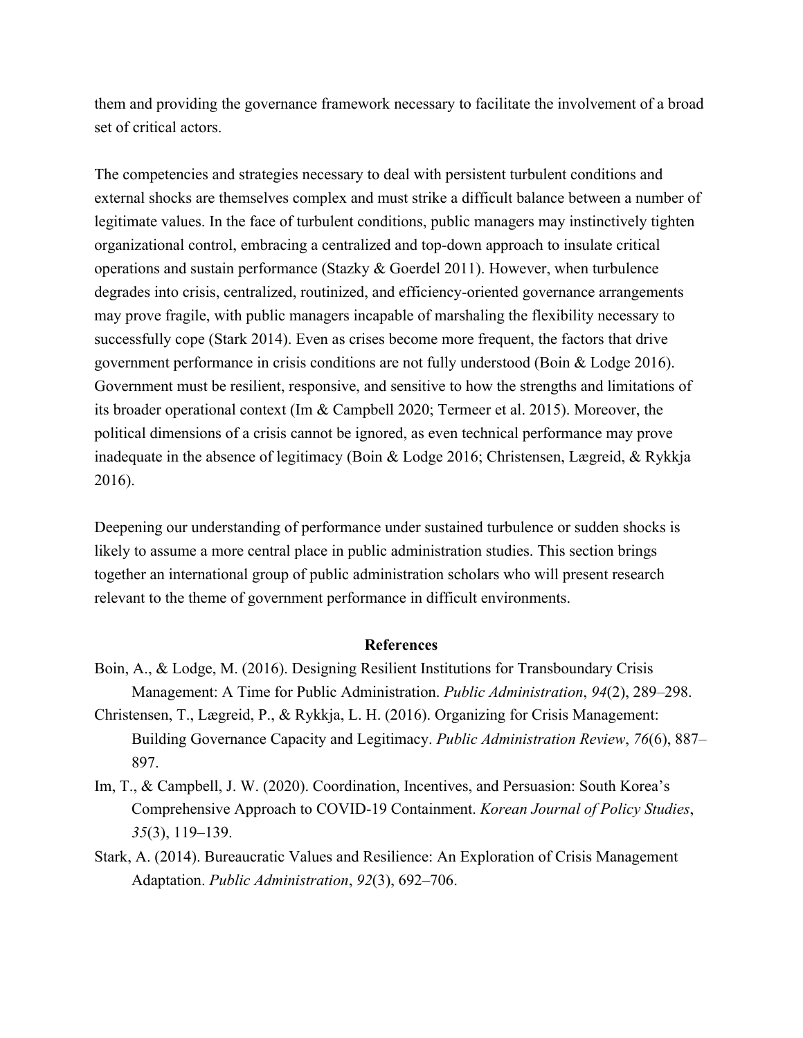them and providing the governance framework necessary to facilitate the involvement of a broad set of critical actors.

The competencies and strategies necessary to deal with persistent turbulent conditions and external shocks are themselves complex and must strike a difficult balance between a number of legitimate values. In the face of turbulent conditions, public managers may instinctively tighten organizational control, embracing a centralized and top-down approach to insulate critical operations and sustain performance (Stazky & Goerdel 2011). However, when turbulence degrades into crisis, centralized, routinized, and efficiency-oriented governance arrangements may prove fragile, with public managers incapable of marshaling the flexibility necessary to successfully cope (Stark 2014). Even as crises become more frequent, the factors that drive government performance in crisis conditions are not fully understood (Boin & Lodge 2016). Government must be resilient, responsive, and sensitive to how the strengths and limitations of its broader operational context (Im & Campbell 2020; Termeer et al. 2015). Moreover, the political dimensions of a crisis cannot be ignored, as even technical performance may prove inadequate in the absence of legitimacy (Boin & Lodge 2016; Christensen, Lægreid, & Rykkja 2016).

Deepening our understanding of performance under sustained turbulence or sudden shocks is likely to assume a more central place in public administration studies. This section brings together an international group of public administration scholars who will present research relevant to the theme of government performance in difficult environments.

## References

Boin, A., & Lodge, M. (2016). Designing Resilient Institutions for Transboundary Crisis Management: A Time for Public Administration. *Public Administration*, *94*(2), 289–298.

Christensen, T., Lægreid, P., & Rykkja, L. H. (2016). Organizing for Crisis Management: Building Governance Capacity and Legitimacy. *Public Administration Review*, *76*(6), 887–897.

Im, T., & Campbell, J. W. (2020). Coordination, Incentives, and Persuasion: South Korea's Comprehensive Approach to COVID-19 Containment. *Korean Journal of Policy Studies*, *35*(3), 119–139.

Stark, A. (2014). Bureaucratic Values and Resilience: An Exploration of Crisis Management Adaptation. *Public Administration*, *92*(3), 692–706.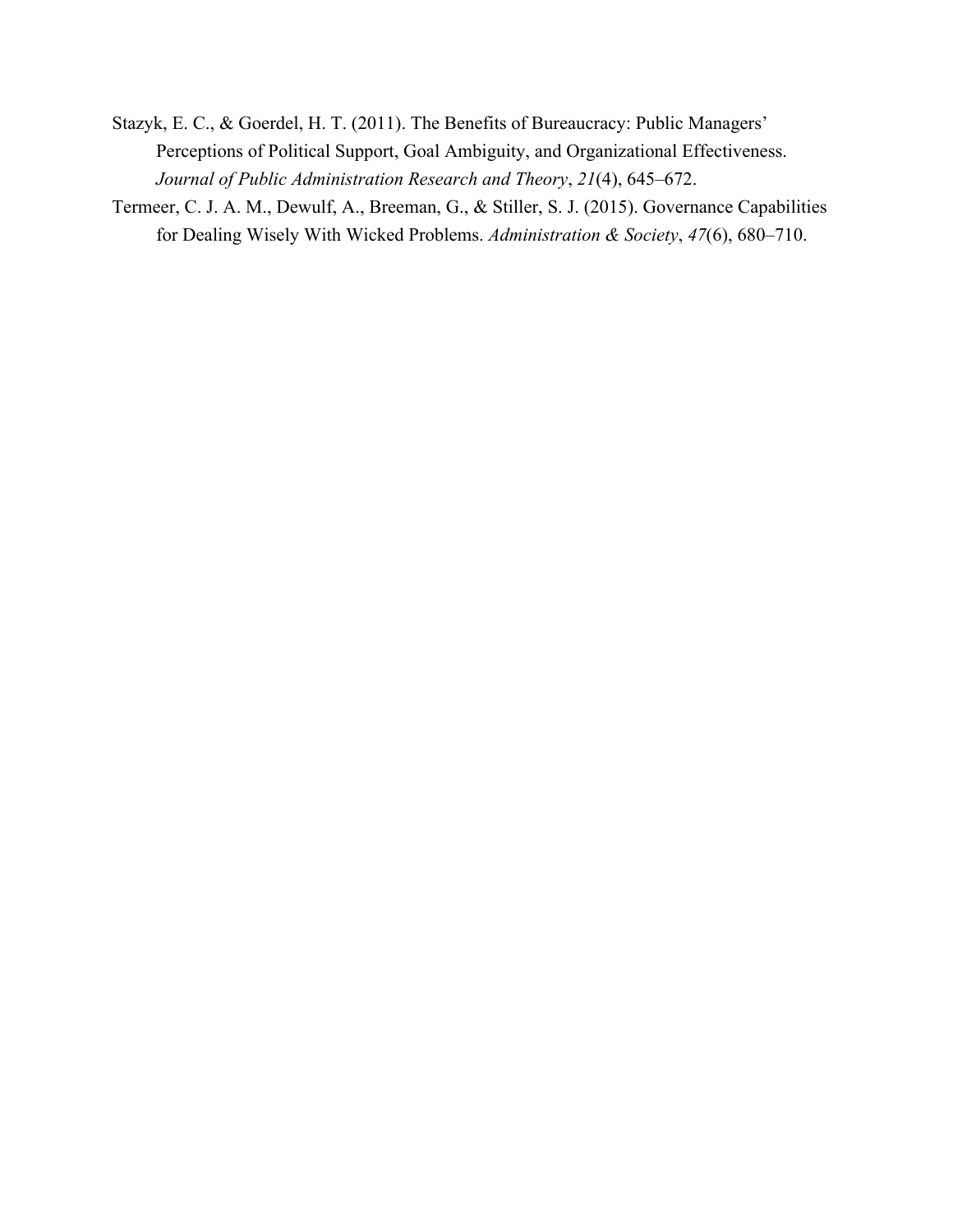Stazyk, E. C., & Goerdel, H. T. (2011). The Benefits of Bureaucracy: Public Managers' Perceptions of Political Support, Goal Ambiguity, and Organizational Effectiveness. *Journal of Public Administration Research and Theory*, *21*(4), 645–672.

Termeer, C. J. A. M., Dewulf, A., Breeman, G., & Stiller, S. J. (2015). Governance Capabilities for Dealing Wisely With Wicked Problems. *Administration & Society*, *47*(6), 680–710.